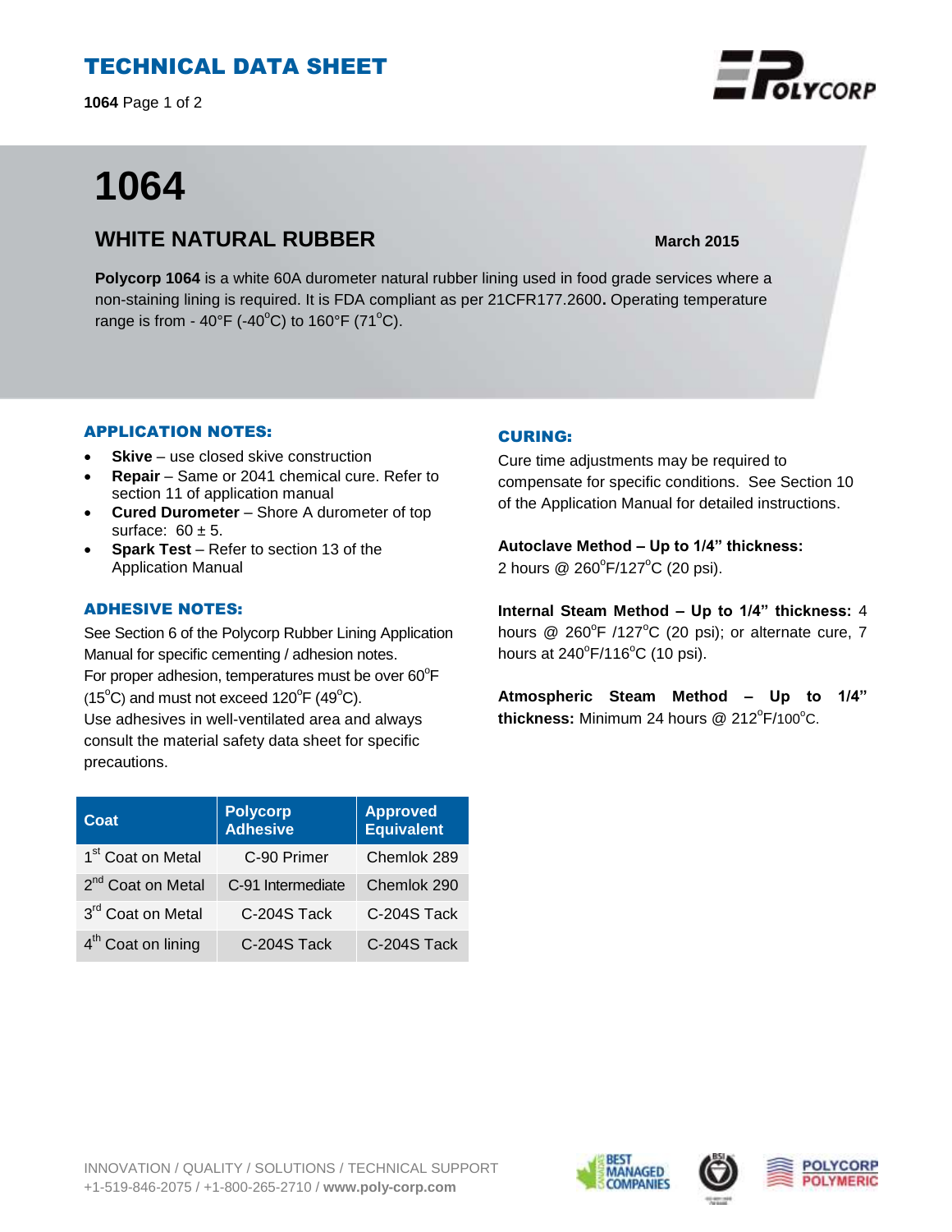# TECHNICAL DATA SHEET

# 1064

## WHITE NATURAL RUBBER

**March 2015**

**Polycorp 1064** is a white 60A durometer natural rubber lining used in food grade services where a non-staining lining is required. It is FDA compliant as per 21CFR177.2600**.** Operating temperature range is from - 40°F (-40°C) to 160°F (71°C).

### APPLICATION NOTES:

- **Skive** – use closed skive construction
- **Repair** – Same or 2041 chemical cure. Refer to section 11 of application manual
- **Cured Durometer** – Shore A durometer of top surface: 60 ± 5.
- **Spark Test** – Refer to section 13 of the Application Manual

### ADHESIVE NOTES:

See Section 6 of the Polycorp Rubber Lining Application Manual for specific cementing / adhesion notes.
For proper adhesion, temperatures must be over 60°F (15°C) and must not exceed 120°F (49°C).
Use adhesives in well-ventilated area and always consult the material safety data sheet for specific precautions.

| Coat | Polycorp Adhesive | Approved Equivalent |
|---|---|---|
| 1st Coat on Metal | C-90 Primer | Chemlok 289 |
| 2nd Coat on Metal | C-91 Intermediate | Chemlok 290 |
| 3rd Coat on Metal | C-204S Tack | C-204S Tack |
| 4th Coat on lining | C-204S Tack | C-204S Tack |

### CURING:

Cure time adjustments may be required to compensate for specific conditions. See Section 10 of the Application Manual for detailed instructions.

**Autoclave Method – Up to 1/4" thickness:**
2 hours @ 260°F/127°C (20 psi).

**Internal Steam Method – Up to 1/4" thickness:** 4 hours @ 260°F /127°C (20 psi); or alternate cure, 7 hours at 240°F/116°C (10 psi).

**Atmospheric Steam Method – Up to 1/4" thickness:** Minimum 24 hours @ 212°F/100°C.

INNOVATION / QUALITY / SOLUTIONS / TECHNICAL SUPPORT
+1-519-846-2075 / +1-800-265-2710 / **www.poly-corp.com**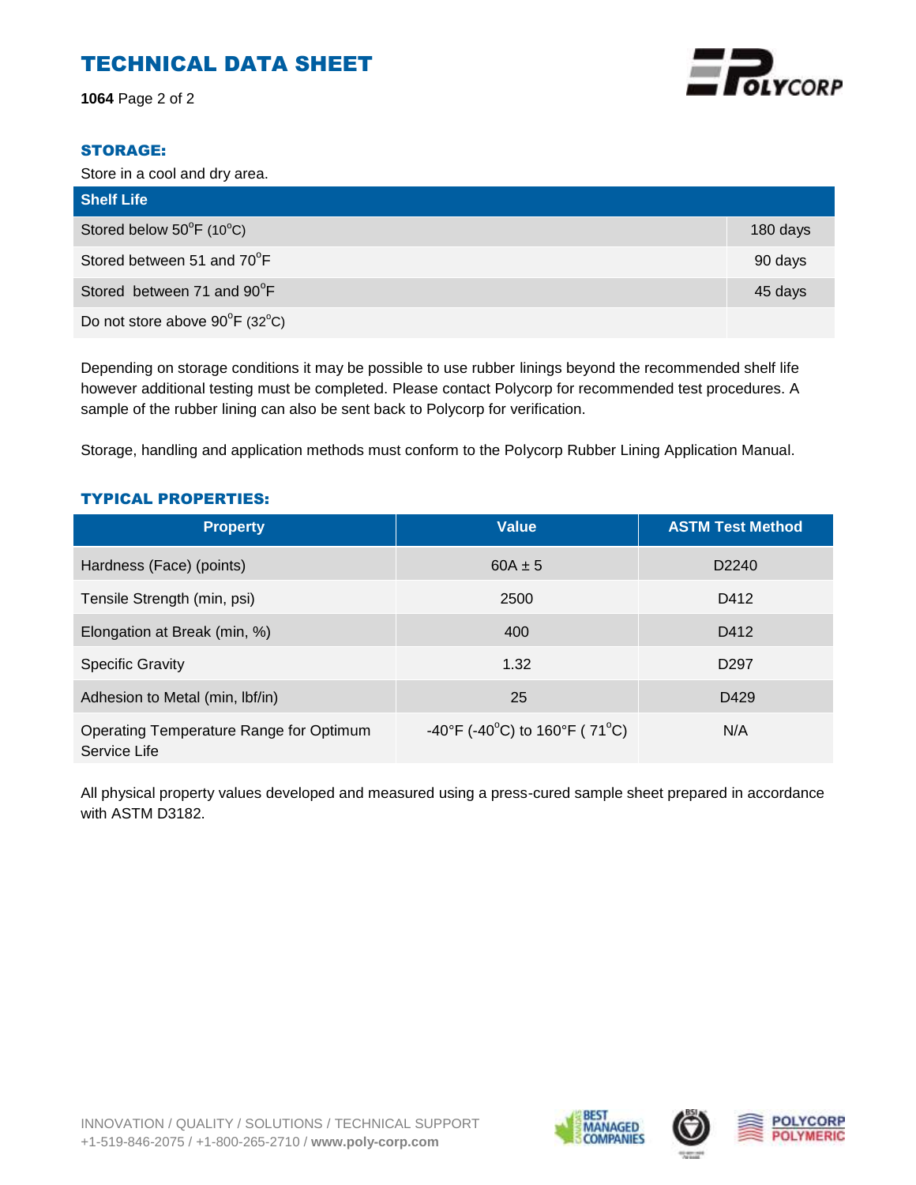## STORAGE:

Store in a cool and dry area.

| Shelf Life | |
|---|---|
| Stored below 50°F (10°C) | 180 days |
| Stored between 51 and 70°F | 90 days |
| Stored between 71 and 90°F | 45 days |
| Do not store above 90°F (32°C) | |

Depending on storage conditions it may be possible to use rubber linings beyond the recommended shelf life however additional testing must be completed. Please contact Polycorp for recommended test procedures. A sample of the rubber lining can also be sent back to Polycorp for verification.

Storage, handling and application methods must conform to the Polycorp Rubber Lining Application Manual.

## TYPICAL PROPERTIES:

| Property | Value | ASTM Test Method |
|---|---|---|
| Hardness (Face) (points) | 60A ± 5 | D2240 |
| Tensile Strength (min, psi) | 2500 | D412 |
| Elongation at Break (min, %) | 400 | D412 |
| Specific Gravity | 1.32 | D297 |
| Adhesion to Metal (min, lbf/in) | 25 | D429 |
| Operating Temperature Range for Optimum Service Life | -40°F (-40°C) to 160°F ( 71°C) | N/A |

All physical property values developed and measured using a press-cured sample sheet prepared in accordance with ASTM D3182.

INNOVATION / QUALITY / SOLUTIONS / TECHNICAL SUPPORT
+1-519-846-2075 / +1-800-265-2710 / **www.poly-corp.com**